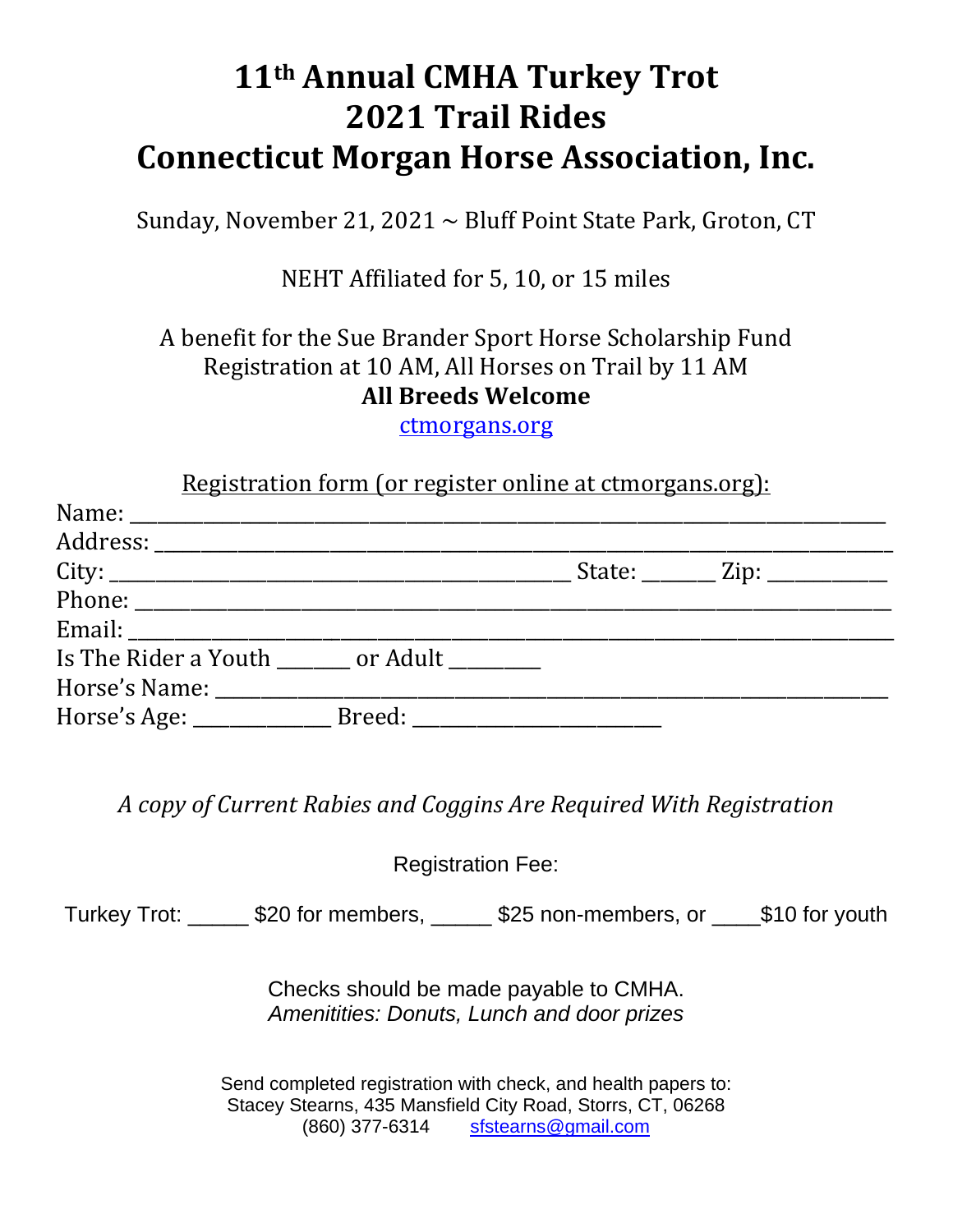# 11th Annual CMHA Turkey Trot
# 2021 Trail Rides
# Connecticut Morgan Horse Association, Inc.

Sunday, November 21, 2021 ~ Bluff Point State Park, Groton, CT

NEHT Affiliated for 5, 10, or 15 miles

A benefit for the Sue Brander Sport Horse Scholarship Fund
Registration at 10 AM, All Horses on Trail by 11 AM
**All Breeds Welcome**
ctmorgans.org

Registration form (or register online at ctmorgans.org):

Name: ______________________________________________________________________

Address: ____________________________________________________________________

City: ________________________________________ State: _______ Zip: ___________

Phone: ______________________________________________________________________

Email: _______________________________________________________________________

Is The Rider a Youth _______ or Adult ________

Horse's Name: _______________________________________________________________

Horse's Age: _____________ Breed: ________________________

*A copy of Current Rabies and Coggins Are Required With Registration*

Registration Fee:

Turkey Trot: _____ $20 for members, _____ $25 non-members, or ____$10 for youth

Checks should be made payable to CMHA.
*Amenitities: Donuts, Lunch and door prizes*

Send completed registration with check, and health papers to:
Stacey Stearns, 435 Mansfield City Road, Storrs, CT, 06268
(860) 377-6314 sfstearns@gmail.com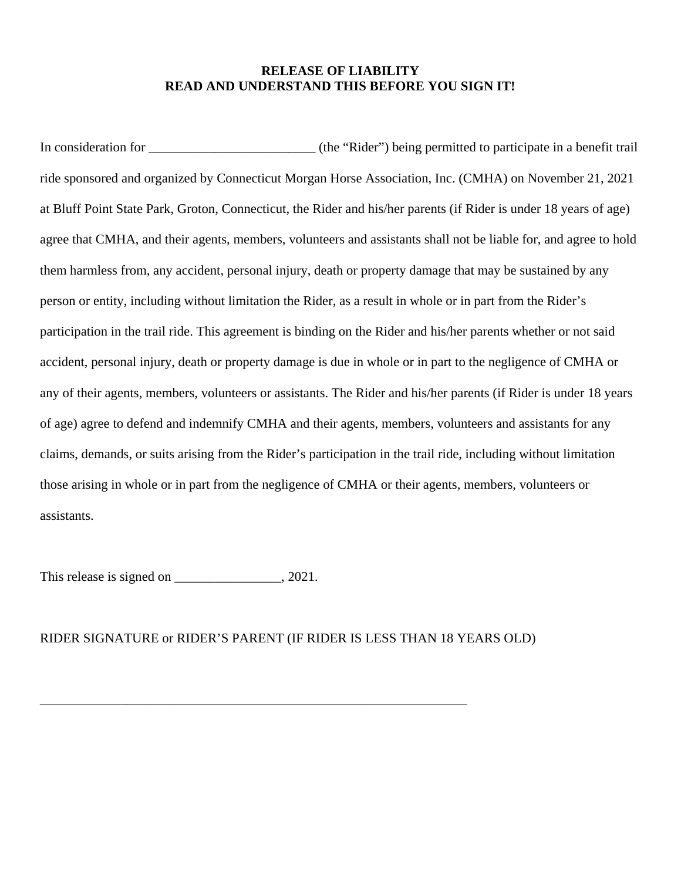**RELEASE OF LIABILITY**
**READ AND UNDERSTAND THIS BEFORE YOU SIGN IT!**

In consideration for _________________________ (the "Rider") being permitted to participate in a benefit trail ride sponsored and organized by Connecticut Morgan Horse Association, Inc. (CMHA) on November 21, 2021 at Bluff Point State Park, Groton, Connecticut, the Rider and his/her parents (if Rider is under 18 years of age) agree that CMHA, and their agents, members, volunteers and assistants shall not be liable for, and agree to hold them harmless from, any accident, personal injury, death or property damage that may be sustained by any person or entity, including without limitation the Rider, as a result in whole or in part from the Rider's participation in the trail ride. This agreement is binding on the Rider and his/her parents whether or not said accident, personal injury, death or property damage is due in whole or in part to the negligence of CMHA or any of their agents, members, volunteers or assistants. The Rider and his/her parents (if Rider is under 18 years of age) agree to defend and indemnify CMHA and their agents, members, volunteers and assistants for any claims, demands, or suits arising from the Rider's participation in the trail ride, including without limitation those arising in whole or in part from the negligence of CMHA or their agents, members, volunteers or assistants.

This release is signed on ________________, 2021.

RIDER SIGNATURE or RIDER'S PARENT (IF RIDER IS LESS THAN 18 YEARS OLD)

_________________________________________________________________